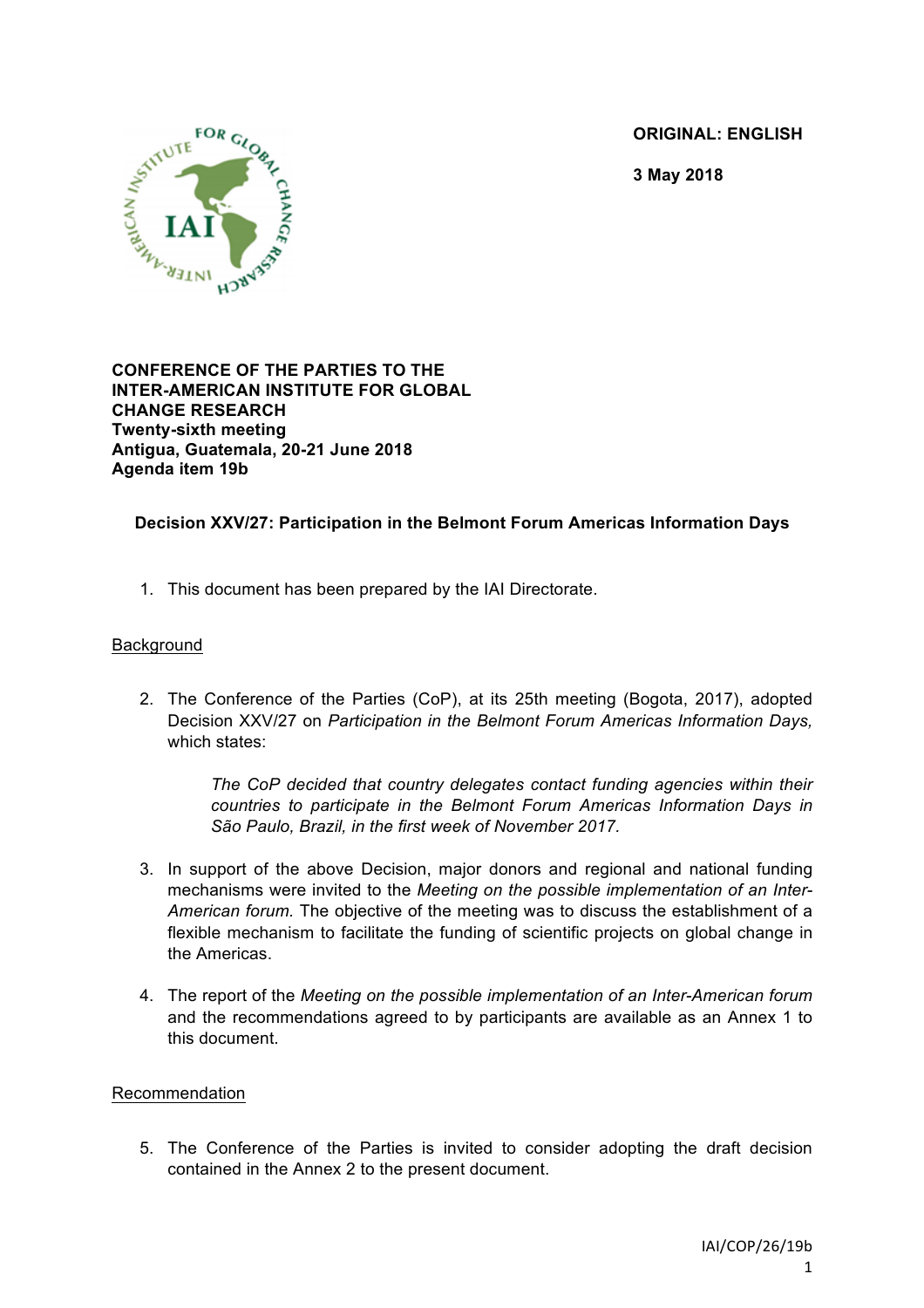**ORIGINAL: ENGLISH**

**3 May 2018**

**CONFERENCE OF THE PARTIES TO THE INTER-AMERICAN INSTITUTE FOR GLOBAL CHANGE RESEARCH**
**Twenty-sixth meeting**
**Antigua, Guatemala, 20-21 June 2018**
**Agenda item 19b**

**Decision XXV/27: Participation in the Belmont Forum Americas Information Days**

1. This document has been prepared by the IAI Directorate.

Background

2. The Conference of the Parties (CoP), at its 25th meeting (Bogota, 2017), adopted Decision XXV/27 on *Participation in the Belmont Forum Americas Information Days,* which states:

   *The CoP decided that country delegates contact funding agencies within their countries to participate in the Belmont Forum Americas Information Days in São Paulo, Brazil, in the first week of November 2017.*

3. In support of the above Decision, major donors and regional and national funding mechanisms were invited to the *Meeting on the possible implementation of an Inter-American forum.* The objective of the meeting was to discuss the establishment of a flexible mechanism to facilitate the funding of scientific projects on global change in the Americas.

4. The report of the *Meeting on the possible implementation of an Inter-American forum* and the recommendations agreed to by participants are available as an Annex 1 to this document.

Recommendation

5. The Conference of the Parties is invited to consider adopting the draft decision contained in the Annex 2 to the present document.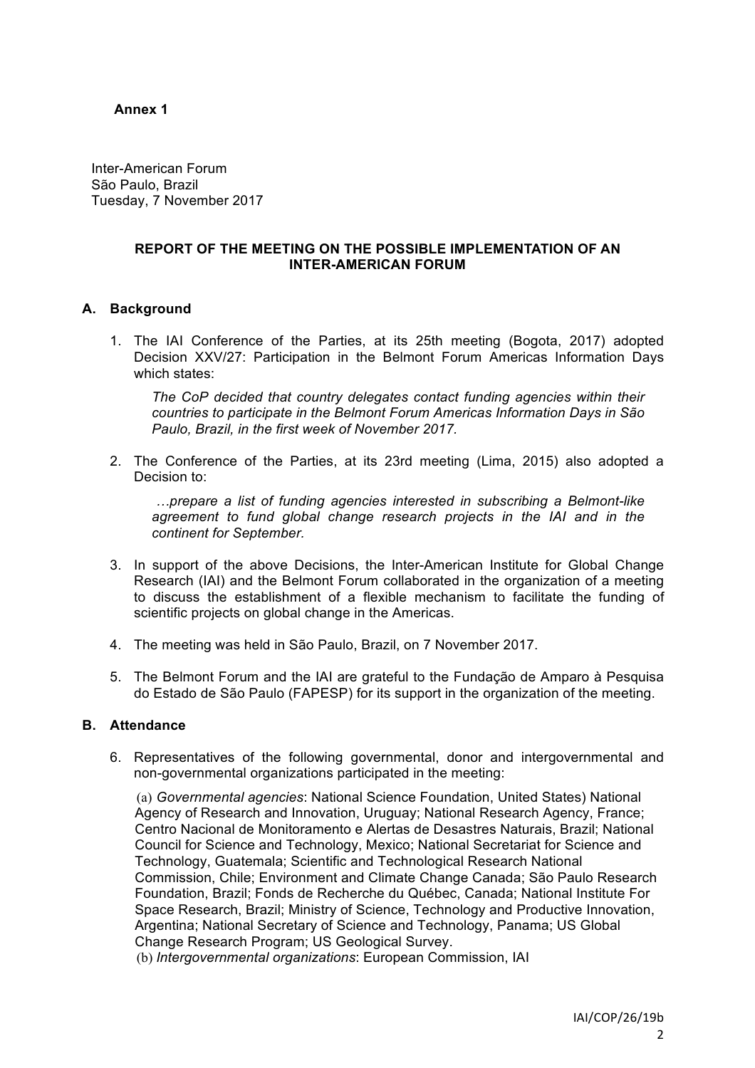**Annex 1**

Inter-American Forum
São Paulo, Brazil
Tuesday, 7 November 2017

**REPORT OF THE MEETING ON THE POSSIBLE IMPLEMENTATION OF AN INTER-AMERICAN FORUM**

## A. Background

1. The IAI Conference of the Parties, at its 25th meeting (Bogota, 2017) adopted Decision XXV/27: Participation in the Belmont Forum Americas Information Days which states:

   *The CoP decided that country delegates contact funding agencies within their countries to participate in the Belmont Forum Americas Information Days in São Paulo, Brazil, in the first week of November 2017.*

2. The Conference of the Parties, at its 23rd meeting (Lima, 2015) also adopted a Decision to:

   *…prepare a list of funding agencies interested in subscribing a Belmont-like agreement to fund global change research projects in the IAI and in the continent for September.*

3. In support of the above Decisions, the Inter-American Institute for Global Change Research (IAI) and the Belmont Forum collaborated in the organization of a meeting to discuss the establishment of a flexible mechanism to facilitate the funding of scientific projects on global change in the Americas.

4. The meeting was held in São Paulo, Brazil, on 7 November 2017.

5. The Belmont Forum and the IAI are grateful to the Fundação de Amparo à Pesquisa do Estado de São Paulo (FAPESP) for its support in the organization of the meeting.

## B. Attendance

6. Representatives of the following governmental, donor and intergovernmental and non-governmental organizations participated in the meeting:

   (a) *Governmental agencies*: National Science Foundation, United States) National Agency of Research and Innovation, Uruguay; National Research Agency, France; Centro Nacional de Monitoramento e Alertas de Desastres Naturais, Brazil; National Council for Science and Technology, Mexico; National Secretariat for Science and Technology, Guatemala; Scientific and Technological Research National Commission, Chile; Environment and Climate Change Canada; São Paulo Research Foundation, Brazil; Fonds de Recherche du Québec, Canada; National Institute For Space Research, Brazil; Ministry of Science, Technology and Productive Innovation, Argentina; National Secretary of Science and Technology, Panama; US Global Change Research Program; US Geological Survey.
   
   (b) *Intergovernmental organizations*: European Commission, IAI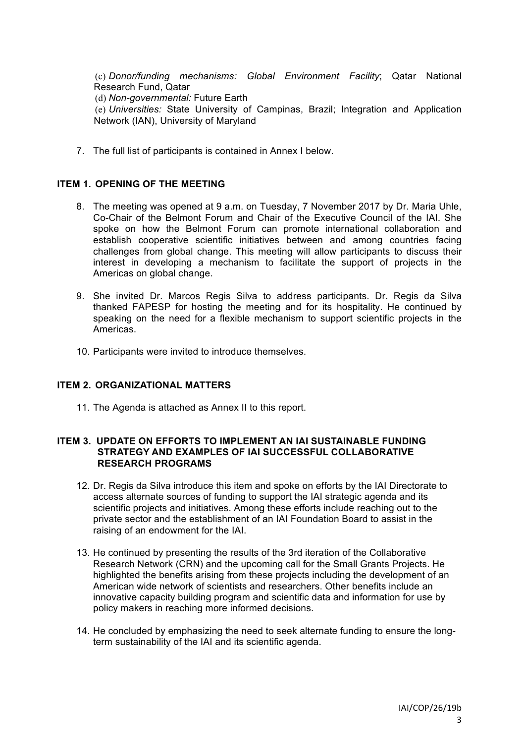(c) *Donor/funding mechanisms: Global Environment Facility*; Qatar National Research Fund, Qatar
(d) *Non-governmental:* Future Earth
(e) *Universities:* State University of Campinas, Brazil; Integration and Application Network (IAN), University of Maryland

7. The full list of participants is contained in Annex I below.

## ITEM 1. OPENING OF THE MEETING

8. The meeting was opened at 9 a.m. on Tuesday, 7 November 2017 by Dr. Maria Uhle, Co-Chair of the Belmont Forum and Chair of the Executive Council of the IAI. She spoke on how the Belmont Forum can promote international collaboration and establish cooperative scientific initiatives between and among countries facing challenges from global change. This meeting will allow participants to discuss their interest in developing a mechanism to facilitate the support of projects in the Americas on global change.

9. She invited Dr. Marcos Regis Silva to address participants. Dr. Regis da Silva thanked FAPESP for hosting the meeting and for its hospitality. He continued by speaking on the need for a flexible mechanism to support scientific projects in the Americas.

10. Participants were invited to introduce themselves.

## ITEM 2. ORGANIZATIONAL MATTERS

11. The Agenda is attached as Annex II to this report.

## ITEM 3. UPDATE ON EFFORTS TO IMPLEMENT AN IAI SUSTAINABLE FUNDING STRATEGY AND EXAMPLES OF IAI SUCCESSFUL COLLABORATIVE RESEARCH PROGRAMS

12. Dr. Regis da Silva introduce this item and spoke on efforts by the IAI Directorate to access alternate sources of funding to support the IAI strategic agenda and its scientific projects and initiatives. Among these efforts include reaching out to the private sector and the establishment of an IAI Foundation Board to assist in the raising of an endowment for the IAI.

13. He continued by presenting the results of the 3rd iteration of the Collaborative Research Network (CRN) and the upcoming call for the Small Grants Projects. He highlighted the benefits arising from these projects including the development of an American wide network of scientists and researchers. Other benefits include an innovative capacity building program and scientific data and information for use by policy makers in reaching more informed decisions.

14. He concluded by emphasizing the need to seek alternate funding to ensure the long-term sustainability of the IAI and its scientific agenda.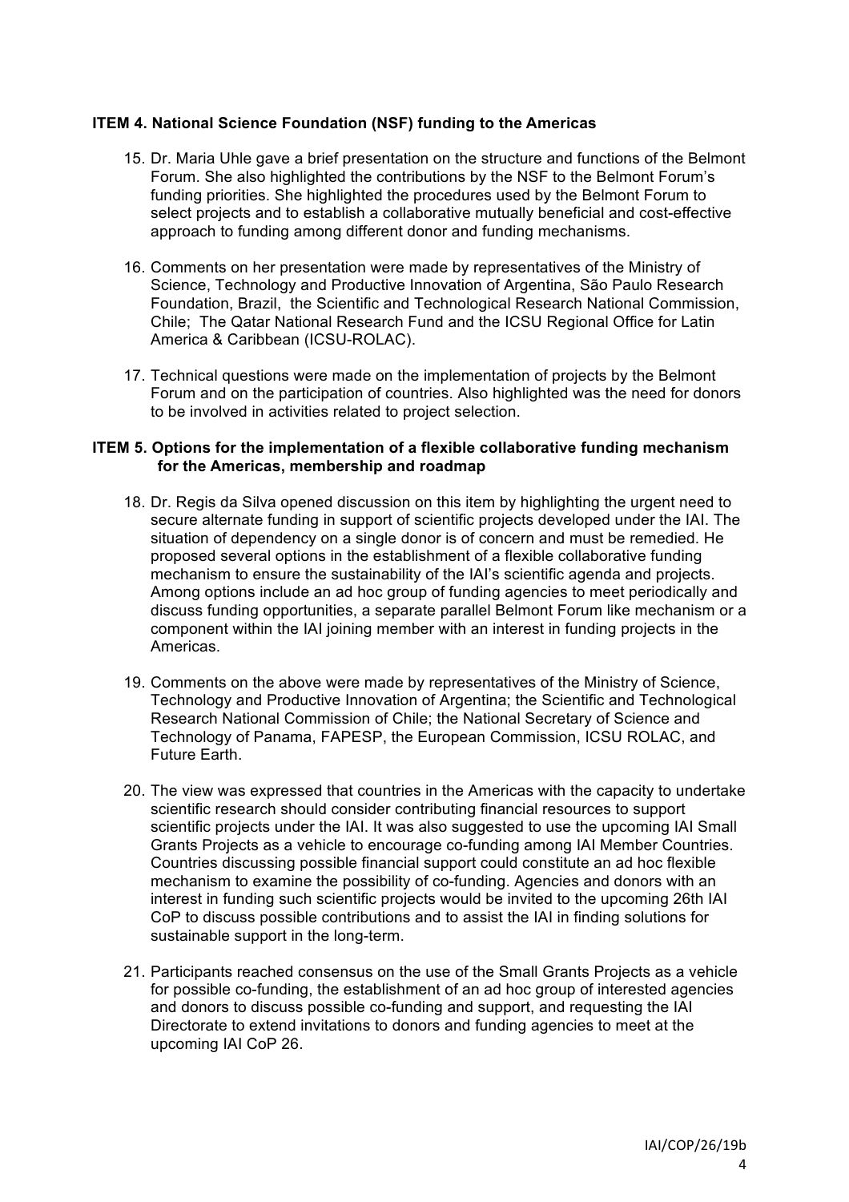**ITEM 4. National Science Foundation (NSF) funding to the Americas**

15. Dr. Maria Uhle gave a brief presentation on the structure and functions of the Belmont Forum. She also highlighted the contributions by the NSF to the Belmont Forum's funding priorities. She highlighted the procedures used by the Belmont Forum to select projects and to establish a collaborative mutually beneficial and cost-effective approach to funding among different donor and funding mechanisms.

16. Comments on her presentation were made by representatives of the Ministry of Science, Technology and Productive Innovation of Argentina, São Paulo Research Foundation, Brazil, the Scientific and Technological Research National Commission, Chile; The Qatar National Research Fund and the ICSU Regional Office for Latin America & Caribbean (ICSU-ROLAC).

17. Technical questions were made on the implementation of projects by the Belmont Forum and on the participation of countries. Also highlighted was the need for donors to be involved in activities related to project selection.

**ITEM 5. Options for the implementation of a flexible collaborative funding mechanism for the Americas, membership and roadmap**

18. Dr. Regis da Silva opened discussion on this item by highlighting the urgent need to secure alternate funding in support of scientific projects developed under the IAI. The situation of dependency on a single donor is of concern and must be remedied. He proposed several options in the establishment of a flexible collaborative funding mechanism to ensure the sustainability of the IAI's scientific agenda and projects. Among options include an ad hoc group of funding agencies to meet periodically and discuss funding opportunities, a separate parallel Belmont Forum like mechanism or a component within the IAI joining member with an interest in funding projects in the Americas.

19. Comments on the above were made by representatives of the Ministry of Science, Technology and Productive Innovation of Argentina; the Scientific and Technological Research National Commission of Chile; the National Secretary of Science and Technology of Panama, FAPESP, the European Commission, ICSU ROLAC, and Future Earth.

20. The view was expressed that countries in the Americas with the capacity to undertake scientific research should consider contributing financial resources to support scientific projects under the IAI. It was also suggested to use the upcoming IAI Small Grants Projects as a vehicle to encourage co-funding among IAI Member Countries. Countries discussing possible financial support could constitute an ad hoc flexible mechanism to examine the possibility of co-funding. Agencies and donors with an interest in funding such scientific projects would be invited to the upcoming 26th IAI CoP to discuss possible contributions and to assist the IAI in finding solutions for sustainable support in the long-term.

21. Participants reached consensus on the use of the Small Grants Projects as a vehicle for possible co-funding, the establishment of an ad hoc group of interested agencies and donors to discuss possible co-funding and support, and requesting the IAI Directorate to extend invitations to donors and funding agencies to meet at the upcoming IAI CoP 26.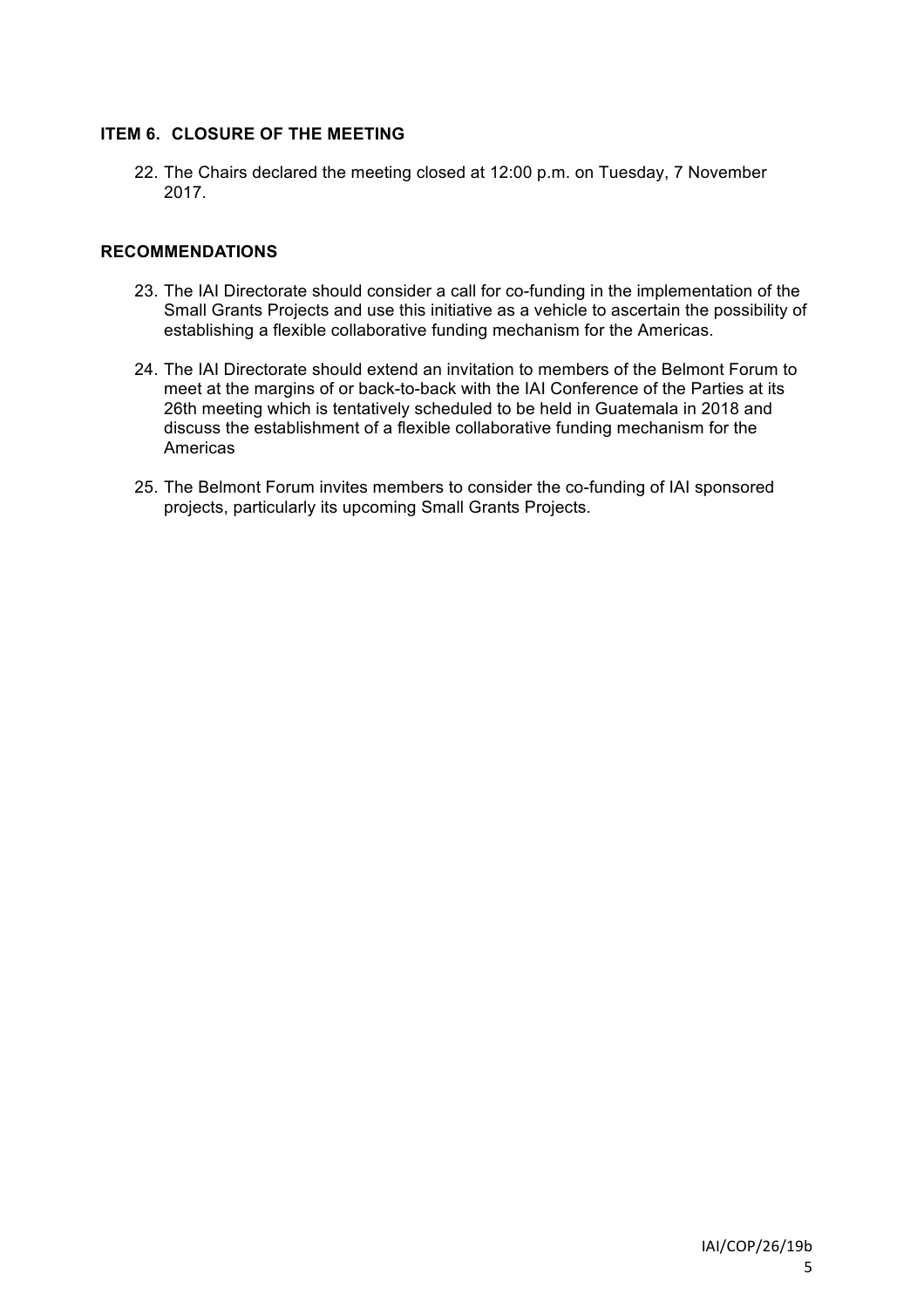### ITEM 6. CLOSURE OF THE MEETING

22. The Chairs declared the meeting closed at 12:00 p.m. on Tuesday, 7 November 2017.

### RECOMMENDATIONS

23. The IAI Directorate should consider a call for co-funding in the implementation of the Small Grants Projects and use this initiative as a vehicle to ascertain the possibility of establishing a flexible collaborative funding mechanism for the Americas.

24. The IAI Directorate should extend an invitation to members of the Belmont Forum to meet at the margins of or back-to-back with the IAI Conference of the Parties at its 26th meeting which is tentatively scheduled to be held in Guatemala in 2018 and discuss the establishment of a flexible collaborative funding mechanism for the Americas

25. The Belmont Forum invites members to consider the co-funding of IAI sponsored projects, particularly its upcoming Small Grants Projects.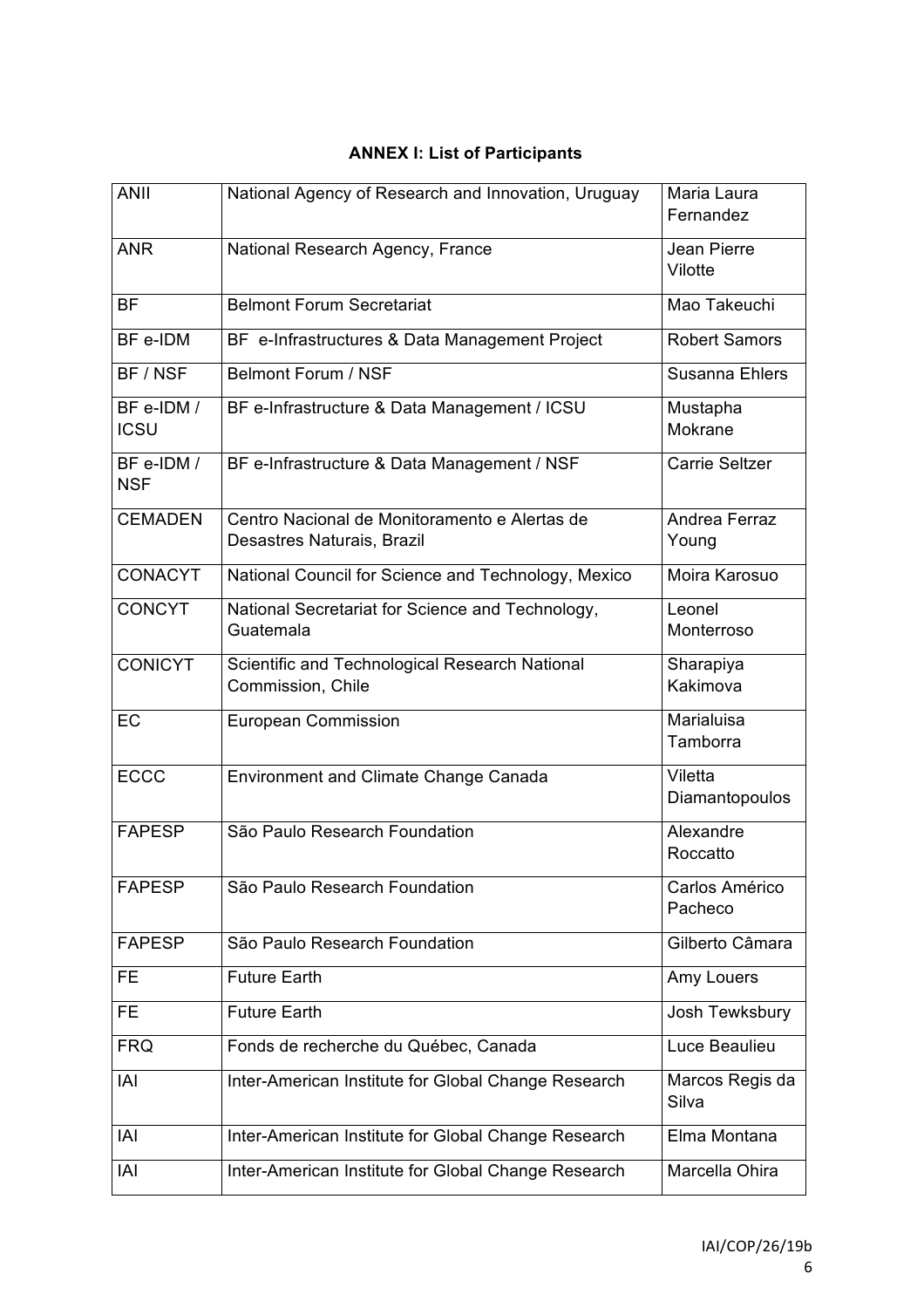**ANNEX I: List of Participants**

| | | |
|---|---|---|
| ANII | National Agency of Research and Innovation, Uruguay | Maria Laura Fernandez |
| ANR | National Research Agency, France | Jean Pierre Vilotte |
| BF | Belmont Forum Secretariat | Mao Takeuchi |
| BF e-IDM | BF e-Infrastructures & Data Management Project | Robert Samors |
| BF / NSF | Belmont Forum / NSF | Susanna Ehlers |
| BF e-IDM / ICSU | BF e-Infrastructure & Data Management / ICSU | Mustapha Mokrane |
| BF e-IDM / NSF | BF e-Infrastructure & Data Management / NSF | Carrie Seltzer |
| CEMADEN | Centro Nacional de Monitoramento e Alertas de Desastres Naturais, Brazil | Andrea Ferraz Young |
| CONACYT | National Council for Science and Technology, Mexico | Moira Karosuo |
| CONCYT | National Secretariat for Science and Technology, Guatemala | Leonel Monterroso |
| CONICYT | Scientific and Technological Research National Commission, Chile | Sharapiya Kakimova |
| EC | European Commission | Marialuisa Tamborra |
| ECCC | Environment and Climate Change Canada | Viletta Diamantopoulos |
| FAPESP | São Paulo Research Foundation | Alexandre Roccatto |
| FAPESP | São Paulo Research Foundation | Carlos Américo Pacheco |
| FAPESP | São Paulo Research Foundation | Gilberto Câmara |
| FE | Future Earth | Amy Louers |
| FE | Future Earth | Josh Tewksbury |
| FRQ | Fonds de recherche du Québec, Canada | Luce Beaulieu |
| IAI | Inter-American Institute for Global Change Research | Marcos Regis da Silva |
| IAI | Inter-American Institute for Global Change Research | Elma Montana |
| IAI | Inter-American Institute for Global Change Research | Marcella Ohira |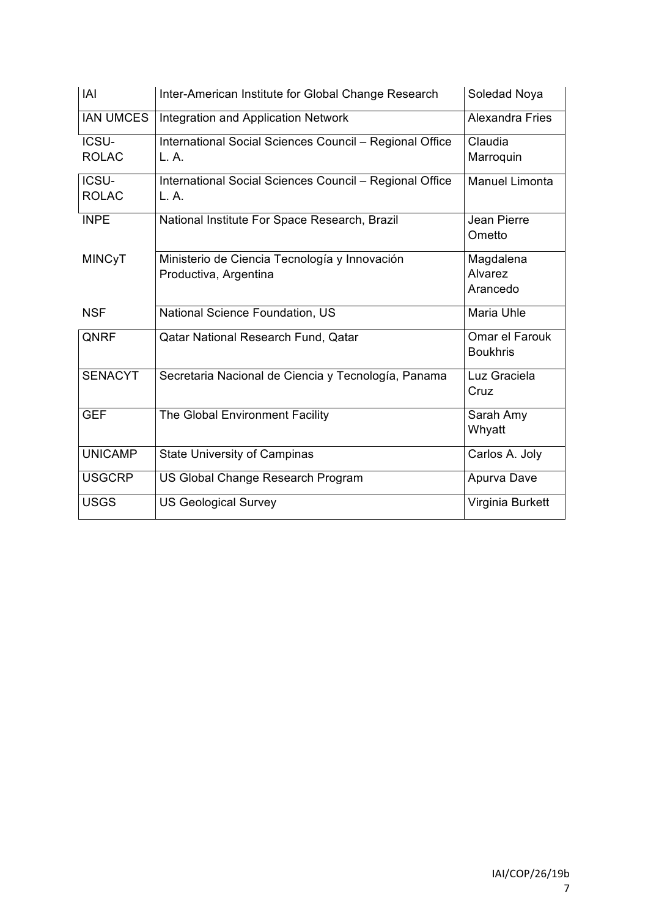| IAI | Inter-American Institute for Global Change Research | Soledad Noya |
|---|---|---|
| IAN UMCES | Integration and Application Network | Alexandra Fries |
| ICSU-ROLAC | International Social Sciences Council – Regional Office L. A. | Claudia Marroquin |
| ICSU-ROLAC | International Social Sciences Council – Regional Office L. A. | Manuel Limonta |
| INPE | National Institute For Space Research, Brazil | Jean Pierre Ometto |
| MINCyT | Ministerio de Ciencia Tecnología y Innovación Productiva, Argentina | Magdalena Alvarez Arancedo |
| NSF | National Science Foundation, US | Maria Uhle |
| QNRF | Qatar National Research Fund, Qatar | Omar el Farouk Boukhris |
| SENACYT | Secretaria Nacional de Ciencia y Tecnología, Panama | Luz Graciela Cruz |
| GEF | The Global Environment Facility | Sarah Amy Whyatt |
| UNICAMP | State University of Campinas | Carlos A. Joly |
| USGCRP | US Global Change Research Program | Apurva Dave |
| USGS | US Geological Survey | Virginia Burkett |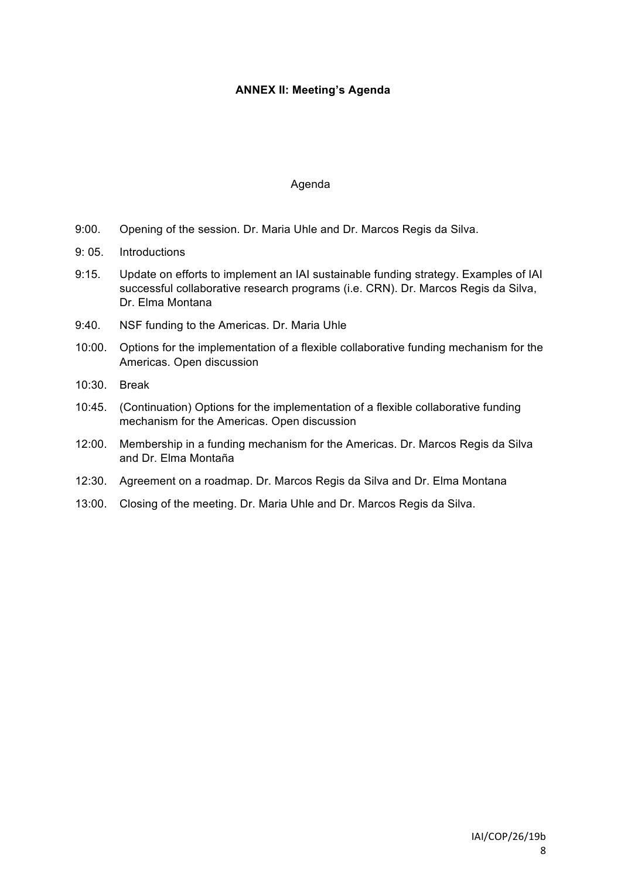**ANNEX II: Meeting's Agenda**

Agenda

9:00. Opening of the session. Dr. Maria Uhle and Dr. Marcos Regis da Silva.

9: 05. Introductions

9:15. Update on efforts to implement an IAI sustainable funding strategy. Examples of IAI successful collaborative research programs (i.e. CRN). Dr. Marcos Regis da Silva, Dr. Elma Montana

9:40. NSF funding to the Americas. Dr. Maria Uhle

10:00. Options for the implementation of a flexible collaborative funding mechanism for the Americas. Open discussion

10:30. Break

10:45. (Continuation) Options for the implementation of a flexible collaborative funding mechanism for the Americas. Open discussion

12:00. Membership in a funding mechanism for the Americas. Dr. Marcos Regis da Silva and Dr. Elma Montaña

12:30. Agreement on a roadmap. Dr. Marcos Regis da Silva and Dr. Elma Montana

13:00. Closing of the meeting. Dr. Maria Uhle and Dr. Marcos Regis da Silva.

IAI/COP/26/19b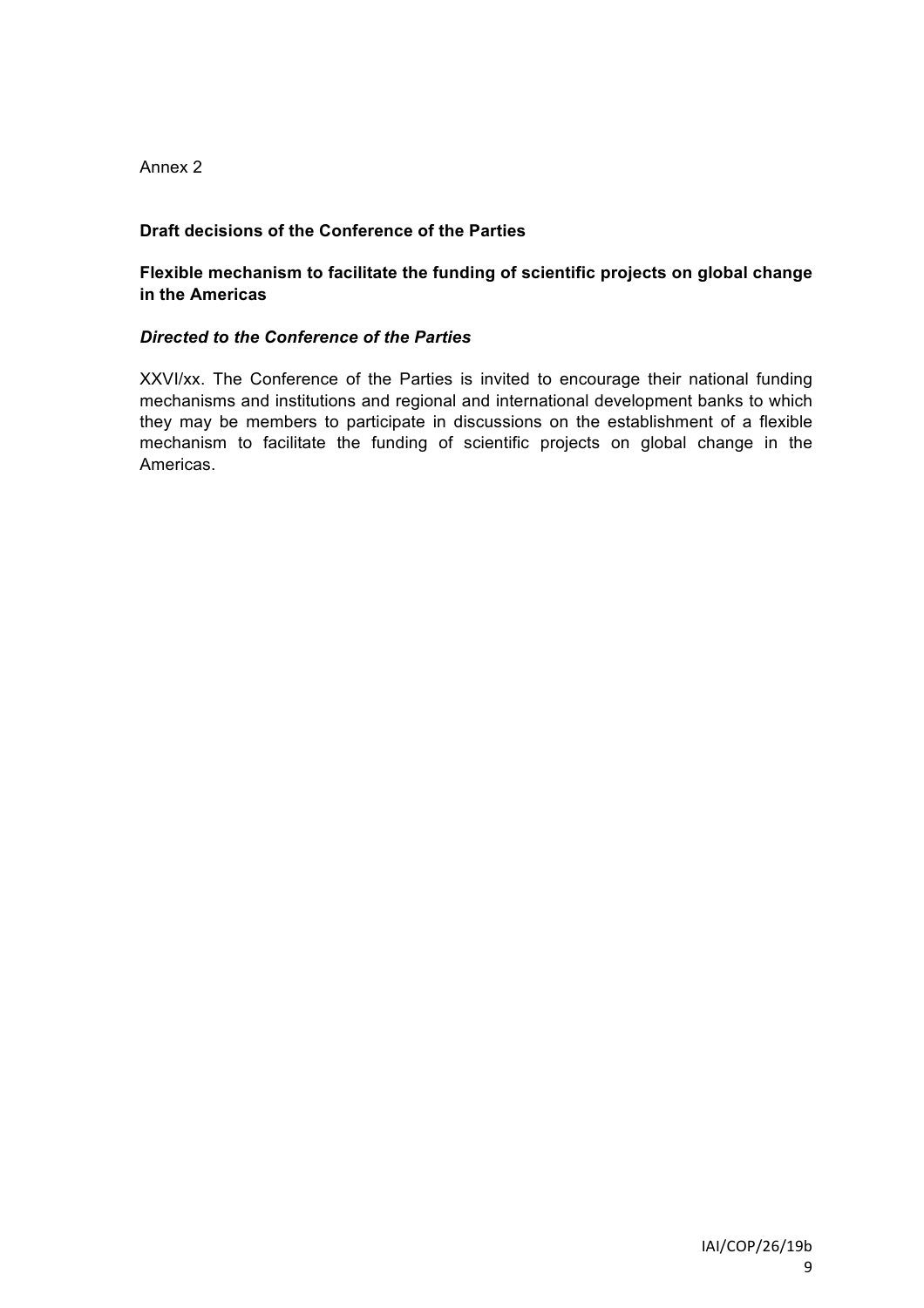Annex 2

**Draft decisions of the Conference of the Parties**

**Flexible mechanism to facilitate the funding of scientific projects on global change in the Americas**

***Directed to the Conference of the Parties***

XXVI/xx. The Conference of the Parties is invited to encourage their national funding mechanisms and institutions and regional and international development banks to which they may be members to participate in discussions on the establishment of a flexible mechanism to facilitate the funding of scientific projects on global change in the Americas.